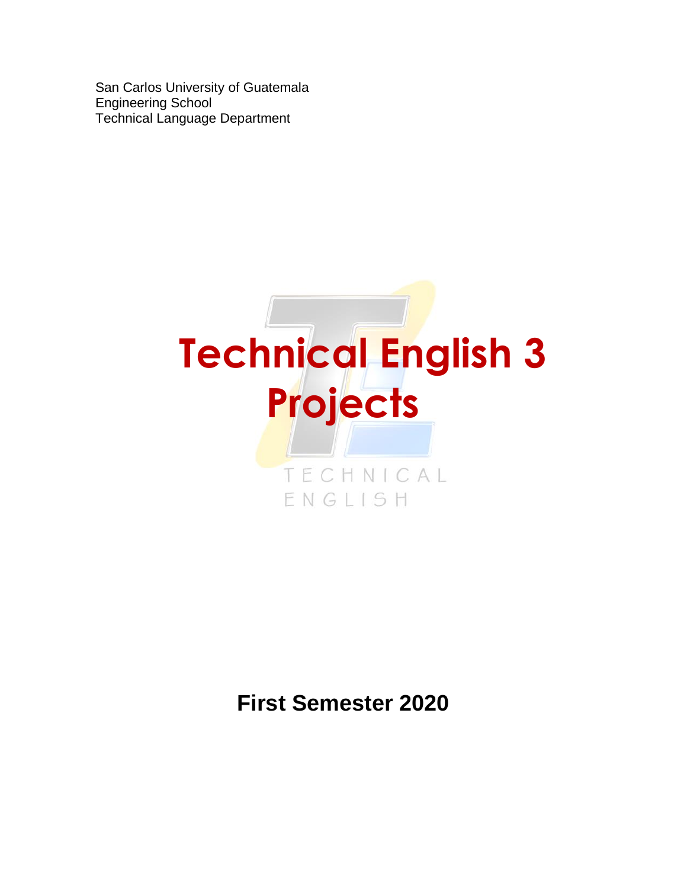San Carlos University of Guatemala
Engineering School
Technical Language Department

# Technical English 3
# Projects

TECHNICAL
ENGLISH

**First Semester 2020**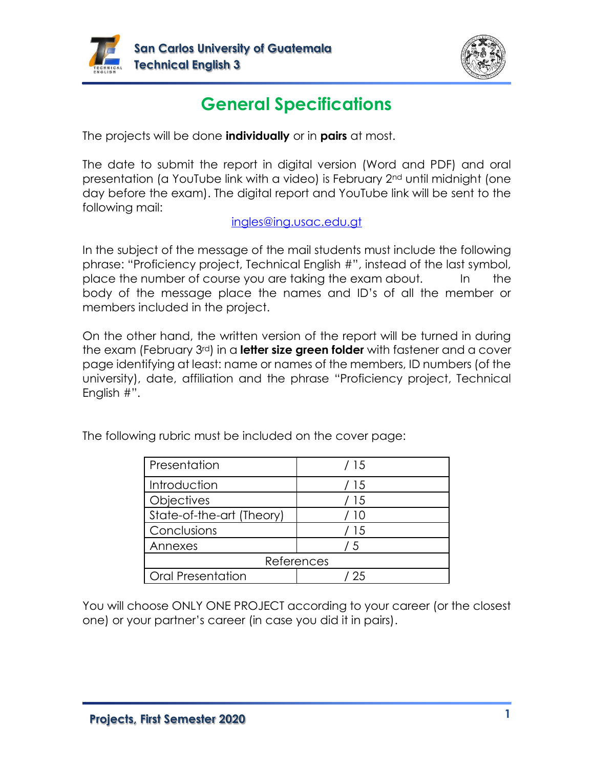# General Specifications

The projects will be done **individually** or in **pairs** at most.

The date to submit the report in digital version (Word and PDF) and oral presentation (a YouTube link with a video) is February 2nd until midnight (one day before the exam). The digital report and YouTube link will be sent to the following mail:

ingles@ing.usac.edu.gt

In the subject of the message of the mail students must include the following phrase: "Proficiency project, Technical English #", instead of the last symbol, place the number of course you are taking the exam about. In the body of the message place the names and ID's of all the member or members included in the project.

On the other hand, the written version of the report will be turned in during the exam (February 3rd) in a **letter size green folder** with fastener and a cover page identifying at least: name or names of the members, ID numbers (of the university), date, affiliation and the phrase "Proficiency project, Technical English #".

The following rubric must be included on the cover page:

| Presentation | / 15 |
|---|---|
| Introduction | / 15 |
| Objectives | / 15 |
| State-of-the-art (Theory) | / 10 |
| Conclusions | / 15 |
| Annexes | / 5 |
| References | |
| Oral Presentation | / 25 |

You will choose ONLY ONE PROJECT according to your career (or the closest one) or your partner's career (in case you did it in pairs).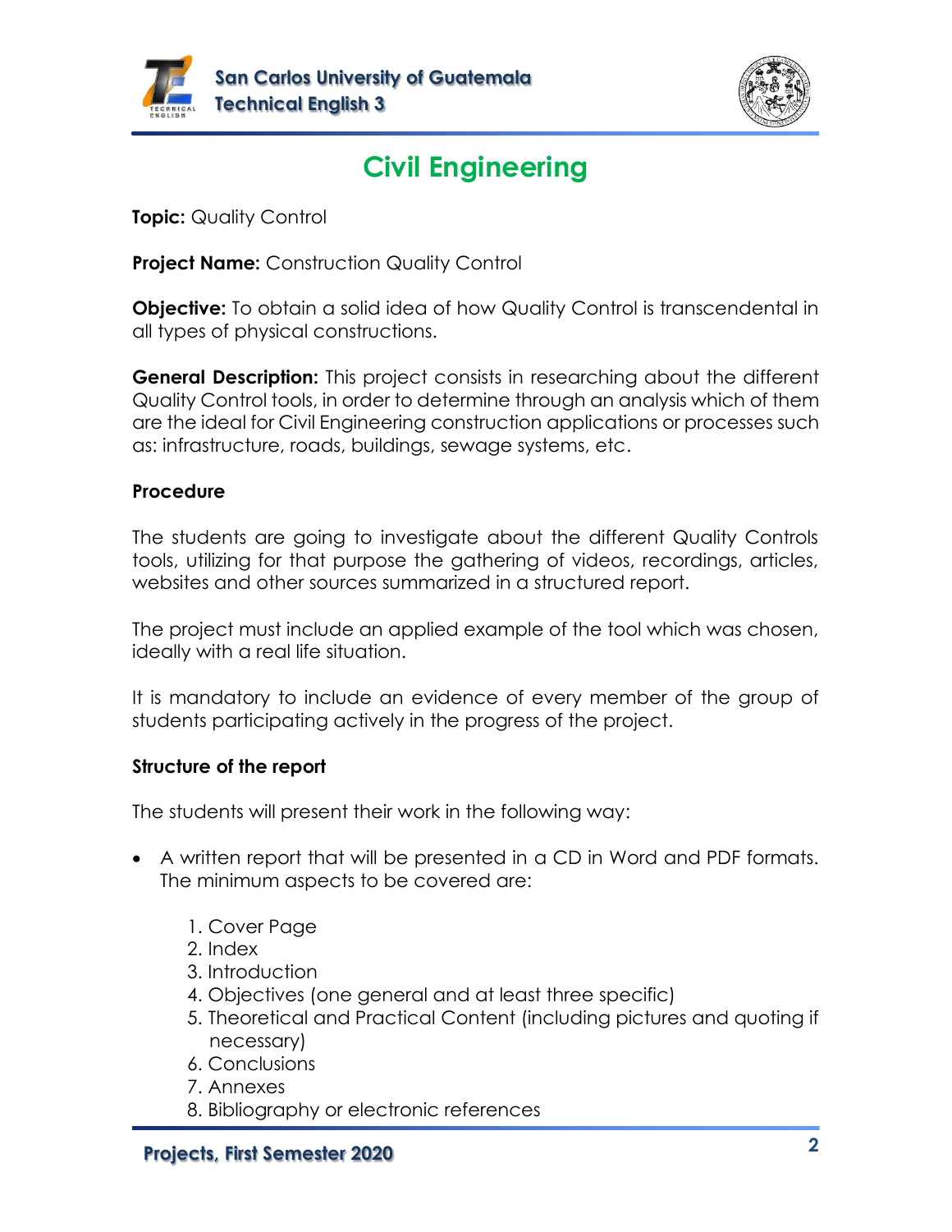# Civil Engineering

**Topic:** Quality Control

**Project Name:** Construction Quality Control

**Objective:** To obtain a solid idea of how Quality Control is transcendental in all types of physical constructions.

**General Description:** This project consists in researching about the different Quality Control tools, in order to determine through an analysis which of them are the ideal for Civil Engineering construction applications or processes such as: infrastructure, roads, buildings, sewage systems, etc.

**Procedure**

The students are going to investigate about the different Quality Controls tools, utilizing for that purpose the gathering of videos, recordings, articles, websites and other sources summarized in a structured report.

The project must include an applied example of the tool which was chosen, ideally with a real life situation.

It is mandatory to include an evidence of every member of the group of students participating actively in the progress of the project.

**Structure of the report**

The students will present their work in the following way:

- A written report that will be presented in a CD in Word and PDF formats. The minimum aspects to be covered are:
    1. Cover Page
    2. Index
    3. Introduction
    4. Objectives (one general and at least three specific)
    5. Theoretical and Practical Content (including pictures and quoting if necessary)
    6. Conclusions
    7. Annexes
    8. Bibliography or electronic references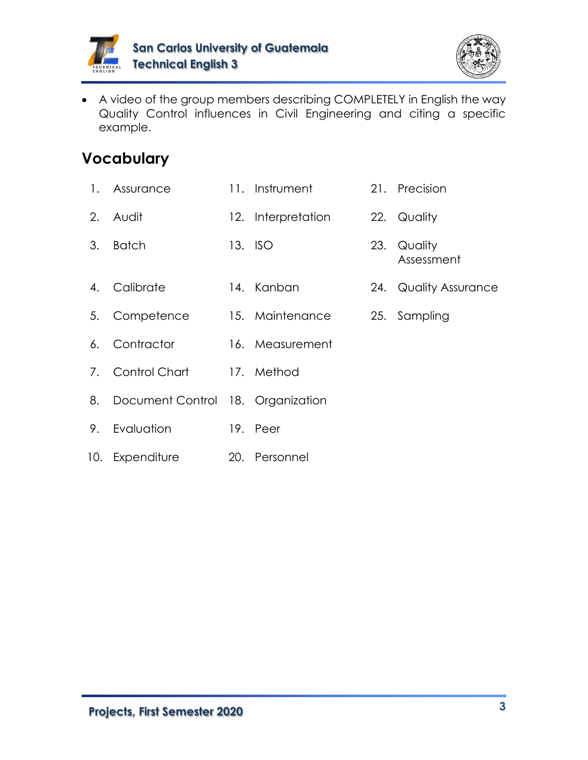- A video of the group members describing COMPLETELY in English the way Quality Control influences in Civil Engineering and citing a specific example.

## Vocabulary

1. Assurance
2. Audit
3. Batch
4. Calibrate
5. Competence
6. Contractor
7. Control Chart
8. Document Control
9. Evaluation
10. Expenditure
11. Instrument
12. Interpretation
13. ISO
14. Kanban
15. Maintenance
16. Measurement
17. Method
18. Organization
19. Peer
20. Personnel
21. Precision
22. Quality
23. Quality Assessment
24. Quality Assurance
25. Sampling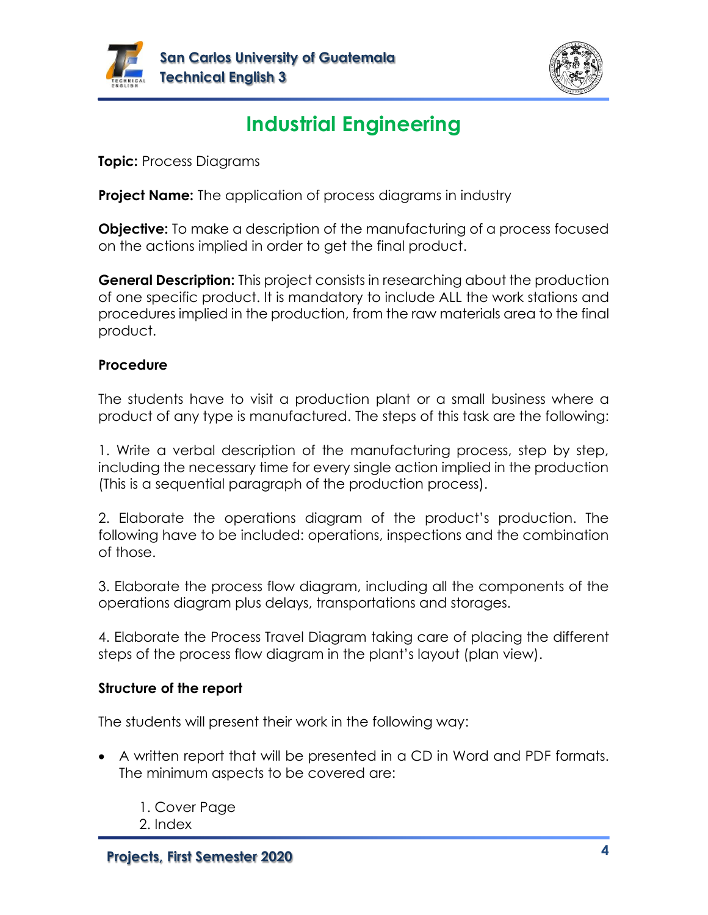# Industrial Engineering

**Topic:** Process Diagrams

**Project Name:** The application of process diagrams in industry

**Objective:** To make a description of the manufacturing of a process focused on the actions implied in order to get the final product.

**General Description:** This project consists in researching about the production of one specific product. It is mandatory to include ALL the work stations and procedures implied in the production, from the raw materials area to the final product.

**Procedure**

The students have to visit a production plant or a small business where a product of any type is manufactured. The steps of this task are the following:

1. Write a verbal description of the manufacturing process, step by step, including the necessary time for every single action implied in the production (This is a sequential paragraph of the production process).

2. Elaborate the operations diagram of the product's production. The following have to be included: operations, inspections and the combination of those.

3. Elaborate the process flow diagram, including all the components of the operations diagram plus delays, transportations and storages.

4. Elaborate the Process Travel Diagram taking care of placing the different steps of the process flow diagram in the plant's layout (plan view).

**Structure of the report**

The students will present their work in the following way:

- A written report that will be presented in a CD in Word and PDF formats. The minimum aspects to be covered are:

    1. Cover Page
    2. Index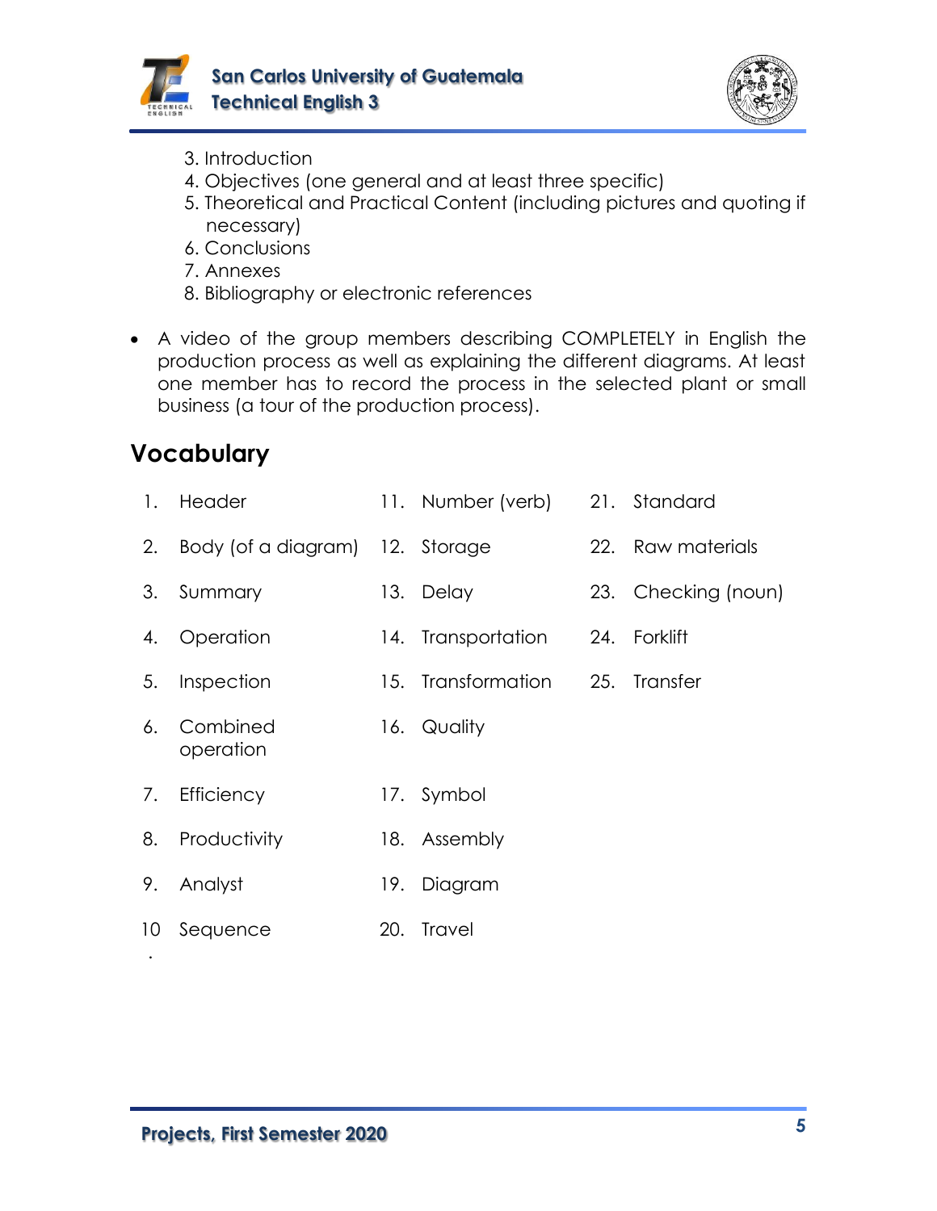3. Introduction
4. Objectives (one general and at least three specific)
5. Theoretical and Practical Content (including pictures and quoting if necessary)
6. Conclusions
7. Annexes
8. Bibliography or electronic references

- A video of the group members describing COMPLETELY in English the production process as well as explaining the different diagrams. At least one member has to record the process in the selected plant or small business (a tour of the production process).

## Vocabulary

1. Header
2. Body (of a diagram)
3. Summary
4. Operation
5. Inspection
6. Combined operation
7. Efficiency
8. Productivity
9. Analyst
10. Sequence
11. Number (verb)
12. Storage
13. Delay
14. Transportation
15. Transformation
16. Quality
17. Symbol
18. Assembly
19. Diagram
20. Travel
21. Standard
22. Raw materials
23. Checking (noun)
24. Forklift
25. Transfer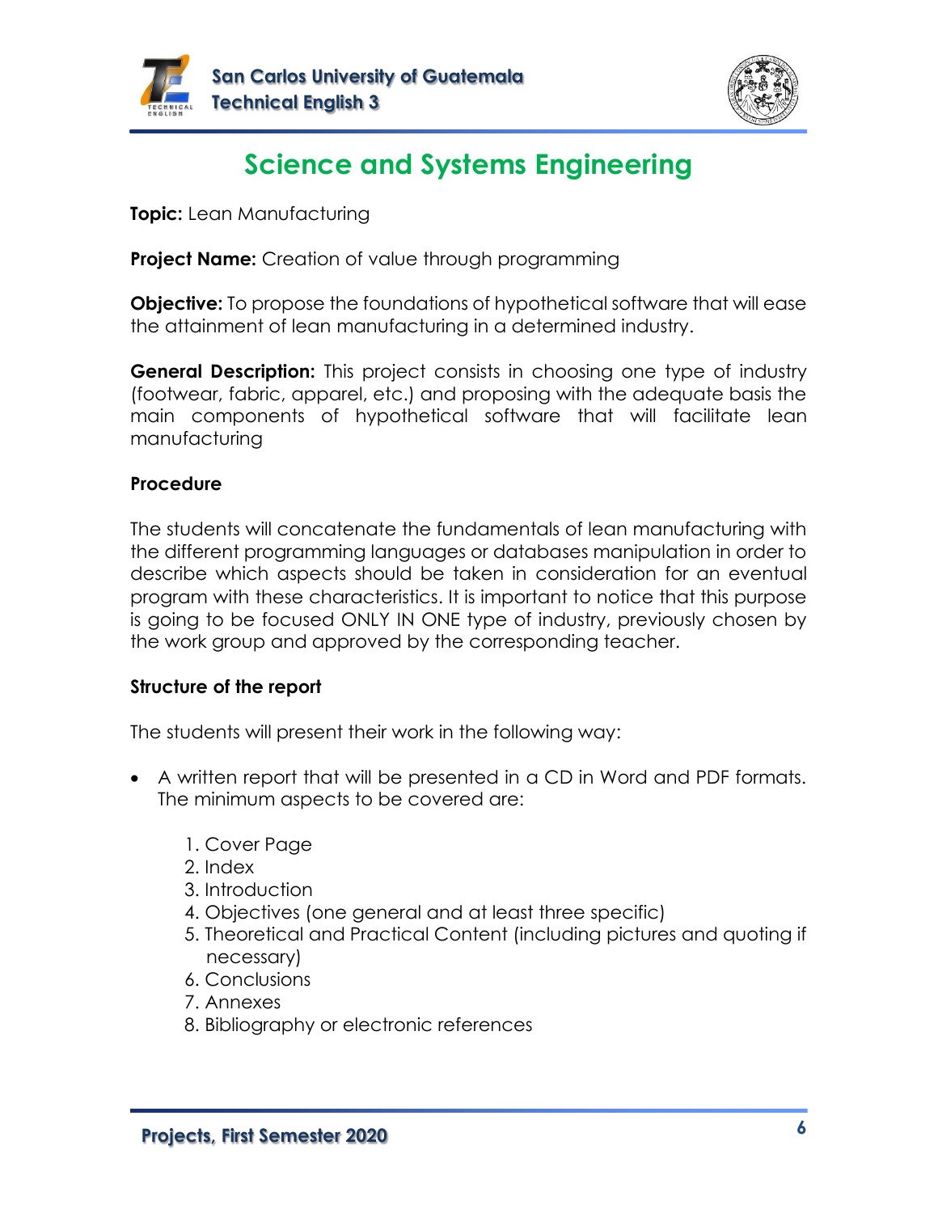# Science and Systems Engineering

**Topic:** Lean Manufacturing

**Project Name:** Creation of value through programming

**Objective:** To propose the foundations of hypothetical software that will ease the attainment of lean manufacturing in a determined industry.

**General Description:** This project consists in choosing one type of industry (footwear, fabric, apparel, etc.) and proposing with the adequate basis the main components of hypothetical software that will facilitate lean manufacturing

**Procedure**

The students will concatenate the fundamentals of lean manufacturing with the different programming languages or databases manipulation in order to describe which aspects should be taken in consideration for an eventual program with these characteristics. It is important to notice that this purpose is going to be focused ONLY IN ONE type of industry, previously chosen by the work group and approved by the corresponding teacher.

**Structure of the report**

The students will present their work in the following way:

- A written report that will be presented in a CD in Word and PDF formats. The minimum aspects to be covered are:

    1. Cover Page
    2. Index
    3. Introduction
    4. Objectives (one general and at least three specific)
    5. Theoretical and Practical Content (including pictures and quoting if necessary)
    6. Conclusions
    7. Annexes
    8. Bibliography or electronic references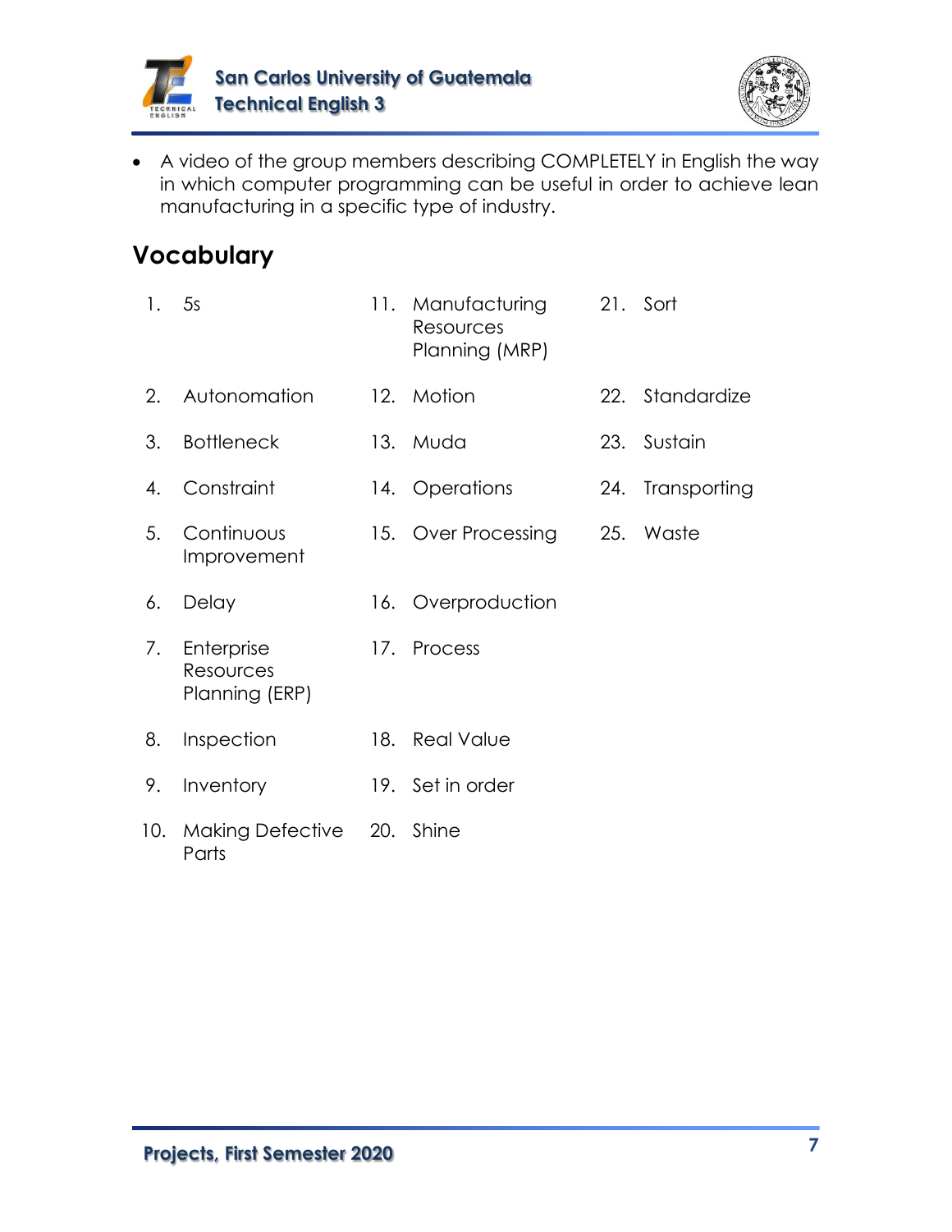- A video of the group members describing COMPLETELY in English the way in which computer programming can be useful in order to achieve lean manufacturing in a specific type of industry.

## Vocabulary

1. 5s
2. Autonomation
3. Bottleneck
4. Constraint
5. Continuous Improvement
6. Delay
7. Enterprise Resources Planning (ERP)
8. Inspection
9. Inventory
10. Making Defective Parts
11. Manufacturing Resources Planning (MRP)
12. Motion
13. Muda
14. Operations
15. Over Processing
16. Overproduction
17. Process
18. Real Value
19. Set in order
20. Shine
21. Sort
22. Standardize
23. Sustain
24. Transporting
25. Waste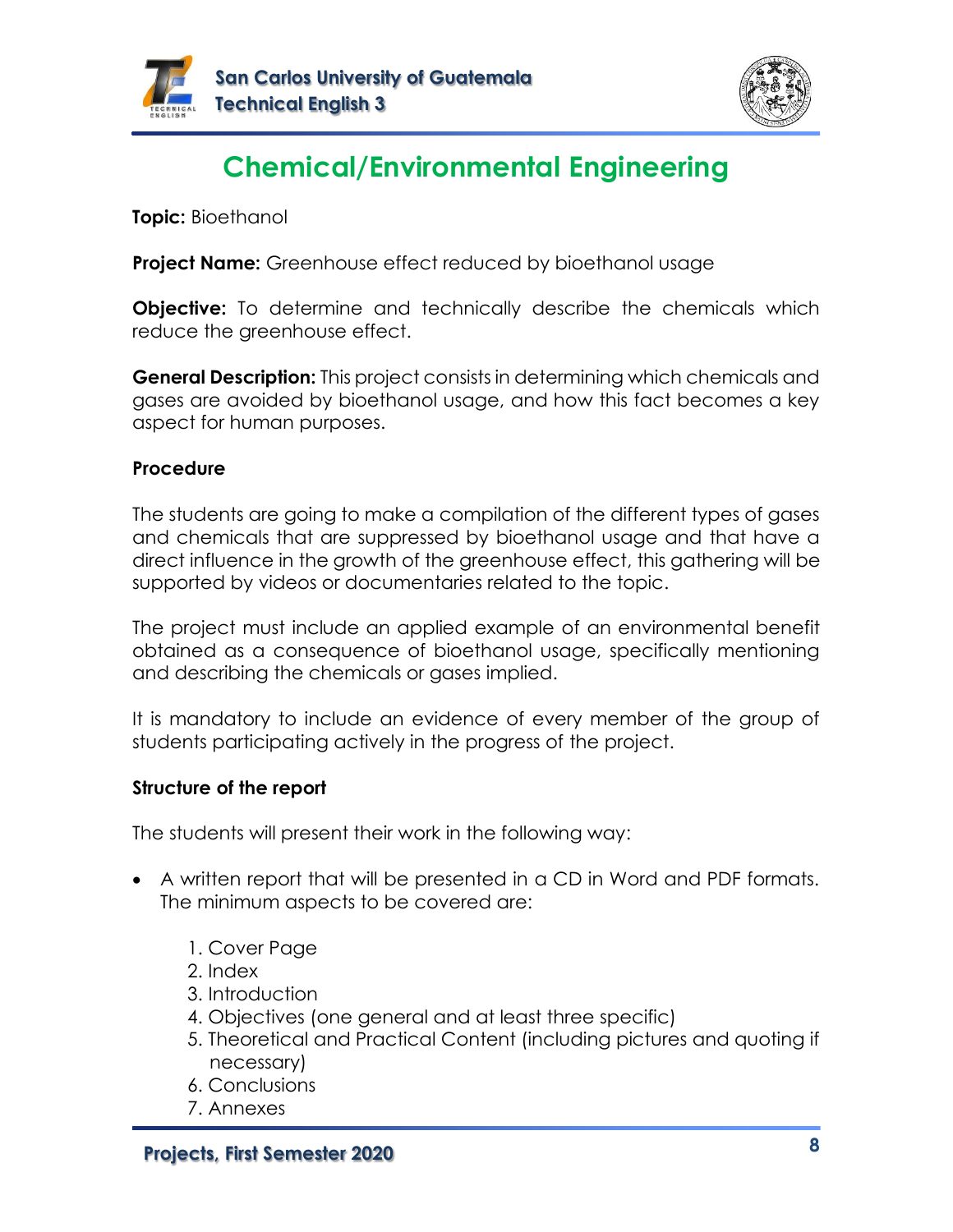# Chemical/Environmental Engineering

**Topic:** Bioethanol

**Project Name:** Greenhouse effect reduced by bioethanol usage

**Objective:** To determine and technically describe the chemicals which reduce the greenhouse effect.

**General Description:** This project consists in determining which chemicals and gases are avoided by bioethanol usage, and how this fact becomes a key aspect for human purposes.

**Procedure**

The students are going to make a compilation of the different types of gases and chemicals that are suppressed by bioethanol usage and that have a direct influence in the growth of the greenhouse effect, this gathering will be supported by videos or documentaries related to the topic.

The project must include an applied example of an environmental benefit obtained as a consequence of bioethanol usage, specifically mentioning and describing the chemicals or gases implied.

It is mandatory to include an evidence of every member of the group of students participating actively in the progress of the project.

**Structure of the report**

The students will present their work in the following way:

- A written report that will be presented in a CD in Word and PDF formats. The minimum aspects to be covered are:

  1. Cover Page
  2. Index
  3. Introduction
  4. Objectives (one general and at least three specific)
  5. Theoretical and Practical Content (including pictures and quoting if necessary)
  6. Conclusions
  7. Annexes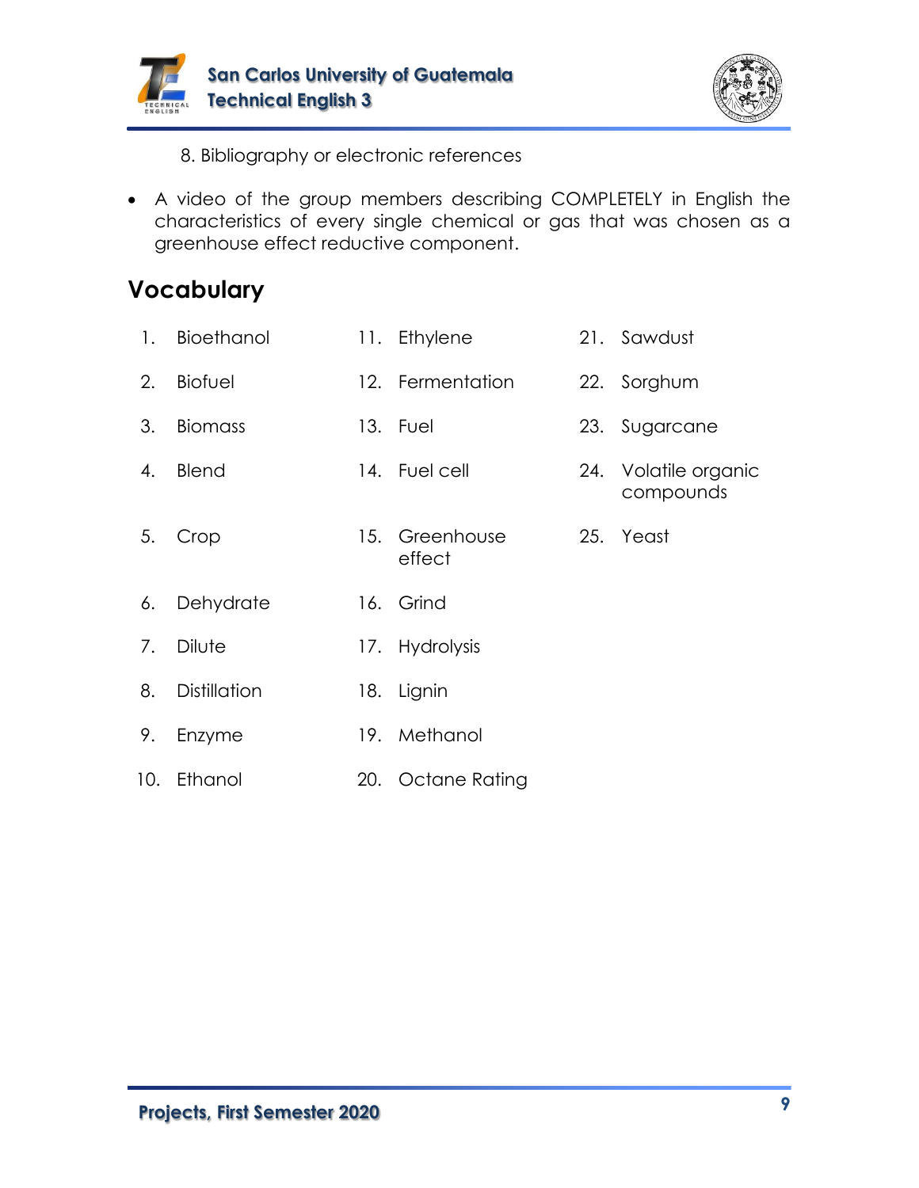8. Bibliography or electronic references

- A video of the group members describing COMPLETELY in English the characteristics of every single chemical or gas that was chosen as a greenhouse effect reductive component.

## Vocabulary

1. Bioethanol
2. Biofuel
3. Biomass
4. Blend
5. Crop
6. Dehydrate
7. Dilute
8. Distillation
9. Enzyme
10. Ethanol
11. Ethylene
12. Fermentation
13. Fuel
14. Fuel cell
15. Greenhouse effect
16. Grind
17. Hydrolysis
18. Lignin
19. Methanol
20. Octane Rating
21. Sawdust
22. Sorghum
23. Sugarcane
24. Volatile organic compounds
25. Yeast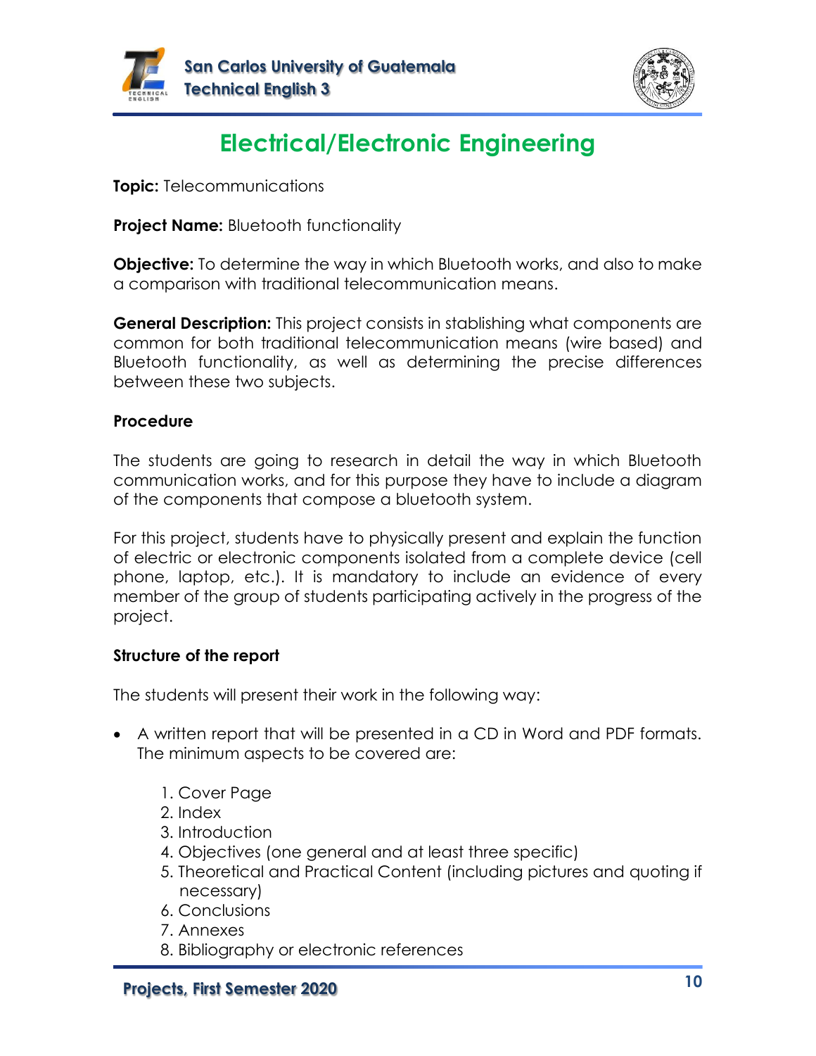# Electrical/Electronic Engineering

**Topic:** Telecommunications

**Project Name:** Bluetooth functionality

**Objective:** To determine the way in which Bluetooth works, and also to make a comparison with traditional telecommunication means.

**General Description:** This project consists in stablishing what components are common for both traditional telecommunication means (wire based) and Bluetooth functionality, as well as determining the precise differences between these two subjects.

### Procedure

The students are going to research in detail the way in which Bluetooth communication works, and for this purpose they have to include a diagram of the components that compose a bluetooth system.

For this project, students have to physically present and explain the function of electric or electronic components isolated from a complete device (cell phone, laptop, etc.). It is mandatory to include an evidence of every member of the group of students participating actively in the progress of the project.

### Structure of the report

The students will present their work in the following way:

- A written report that will be presented in a CD in Word and PDF formats. The minimum aspects to be covered are:

  1. Cover Page
  2. Index
  3. Introduction
  4. Objectives (one general and at least three specific)
  5. Theoretical and Practical Content (including pictures and quoting if necessary)
  6. Conclusions
  7. Annexes
  8. Bibliography or electronic references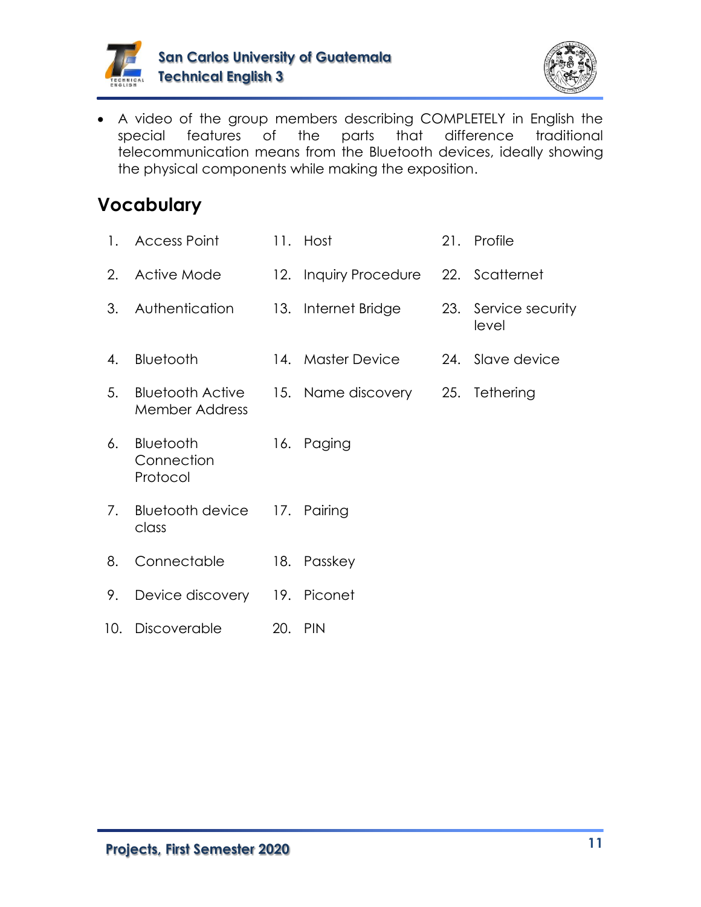- A video of the group members describing COMPLETELY in English the special features of the parts that difference traditional telecommunication means from the Bluetooth devices, ideally showing the physical components while making the exposition.

## Vocabulary

1. Access Point
2. Active Mode
3. Authentication
4. Bluetooth
5. Bluetooth Active Member Address
6. Bluetooth Connection Protocol
7. Bluetooth device class
8. Connectable
9. Device discovery
10. Discoverable
11. Host
12. Inquiry Procedure
13. Internet Bridge
14. Master Device
15. Name discovery
16. Paging
17. Pairing
18. Passkey
19. Piconet
20. PIN
21. Profile
22. Scatternet
23. Service security level
24. Slave device
25. Tethering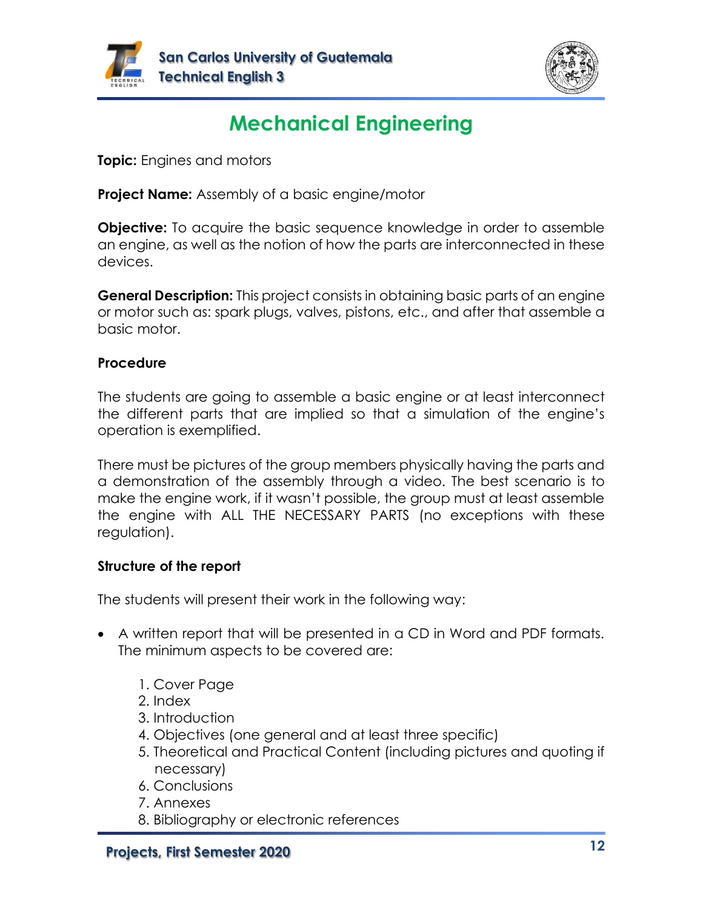# Mechanical Engineering

**Topic:** Engines and motors

**Project Name:** Assembly of a basic engine/motor

**Objective:** To acquire the basic sequence knowledge in order to assemble an engine, as well as the notion of how the parts are interconnected in these devices.

**General Description:** This project consists in obtaining basic parts of an engine or motor such as: spark plugs, valves, pistons, etc., and after that assemble a basic motor.

**Procedure**

The students are going to assemble a basic engine or at least interconnect the different parts that are implied so that a simulation of the engine's operation is exemplified.

There must be pictures of the group members physically having the parts and a demonstration of the assembly through a video. The best scenario is to make the engine work, if it wasn't possible, the group must at least assemble the engine with ALL THE NECESSARY PARTS (no exceptions with these regulation).

**Structure of the report**

The students will present their work in the following way:

- A written report that will be presented in a CD in Word and PDF formats. The minimum aspects to be covered are:
    1. Cover Page
    2. Index
    3. Introduction
    4. Objectives (one general and at least three specific)
    5. Theoretical and Practical Content (including pictures and quoting if necessary)
    6. Conclusions
    7. Annexes
    8. Bibliography or electronic references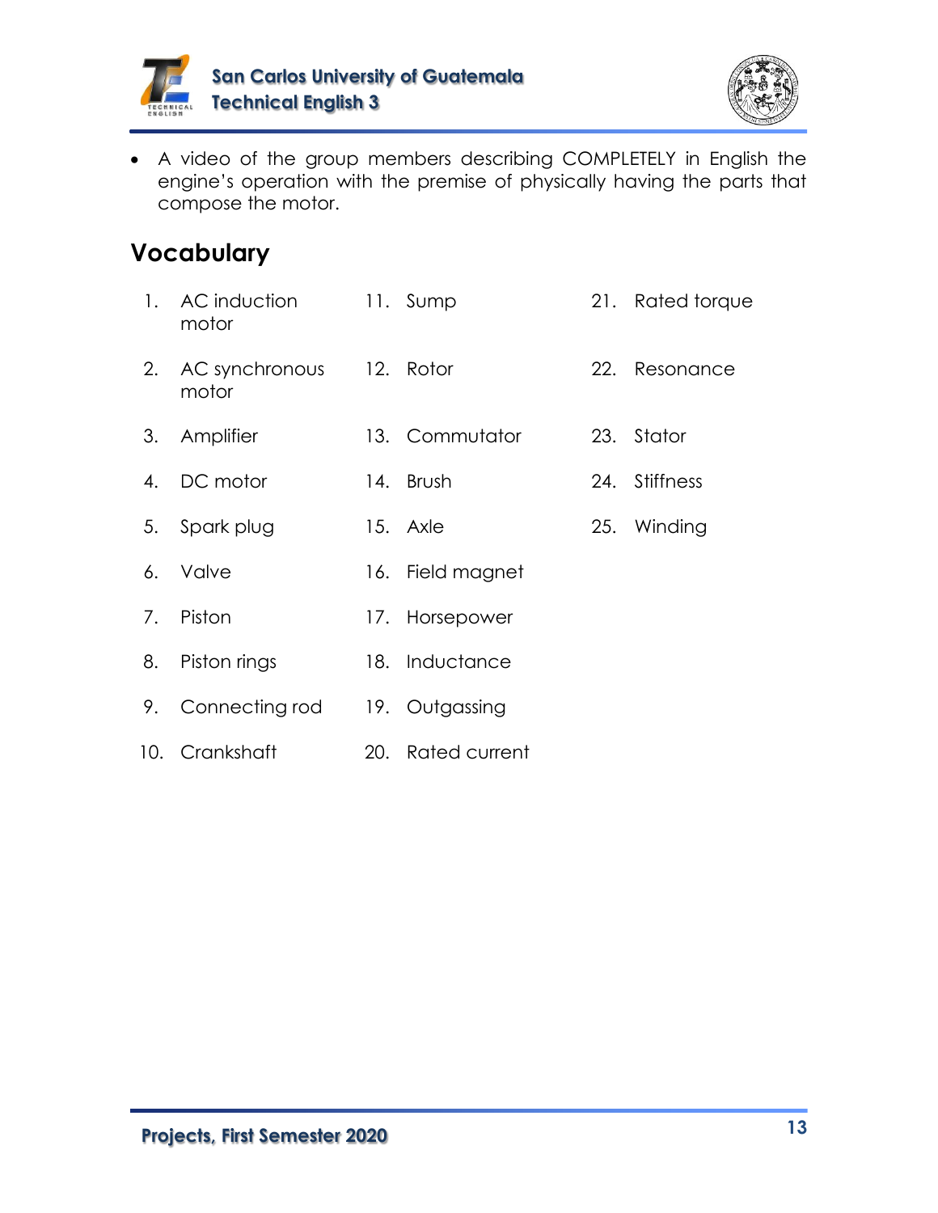- A video of the group members describing COMPLETELY in English the engine's operation with the premise of physically having the parts that compose the motor.

## Vocabulary

1. AC induction motor
2. AC synchronous motor
3. Amplifier
4. DC motor
5. Spark plug
6. Valve
7. Piston
8. Piston rings
9. Connecting rod
10. Crankshaft
11. Sump
12. Rotor
13. Commutator
14. Brush
15. Axle
16. Field magnet
17. Horsepower
18. Inductance
19. Outgassing
20. Rated current
21. Rated torque
22. Resonance
23. Stator
24. Stiffness
25. Winding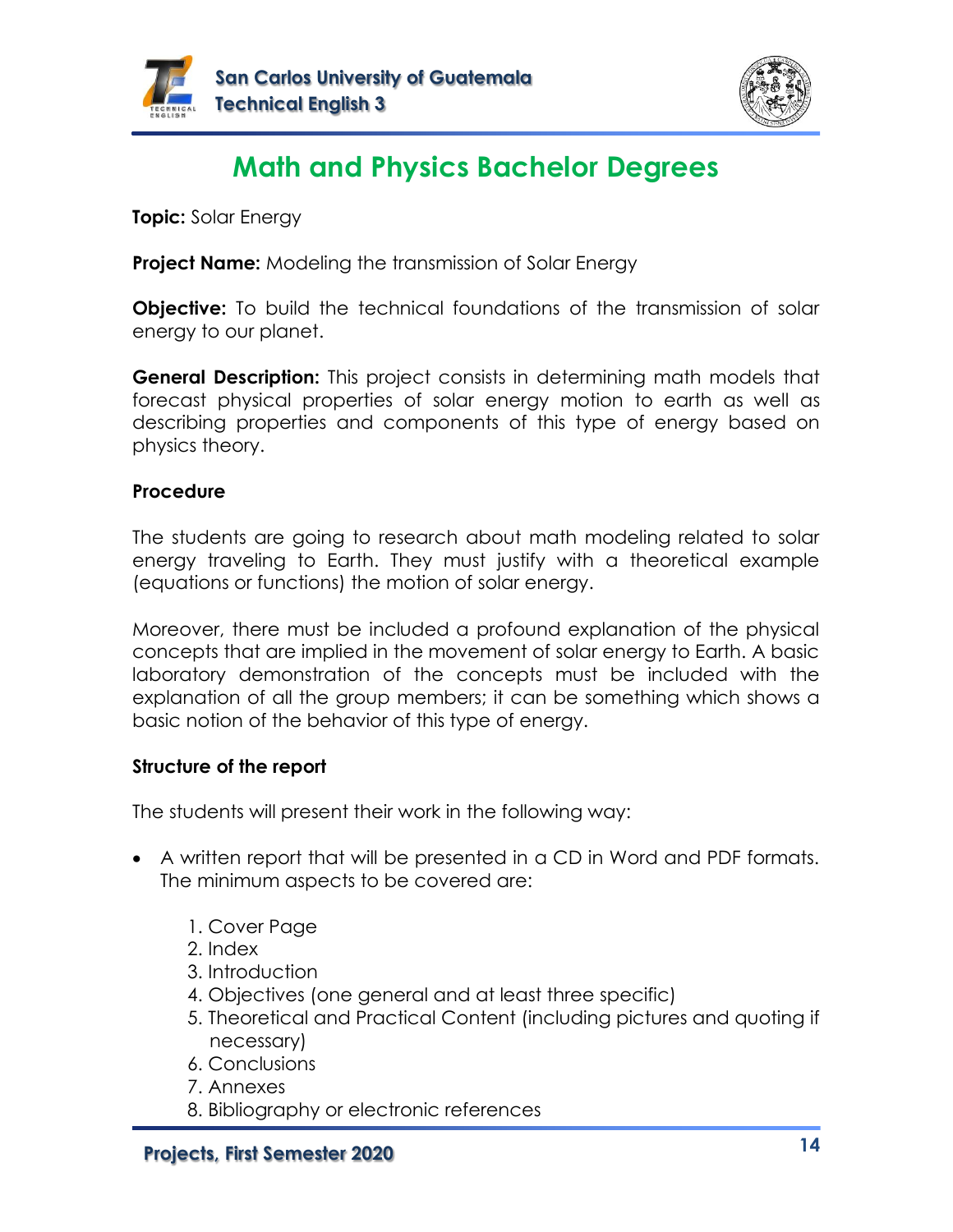# Math and Physics Bachelor Degrees

**Topic:** Solar Energy

**Project Name:** Modeling the transmission of Solar Energy

**Objective:** To build the technical foundations of the transmission of solar energy to our planet.

**General Description:** This project consists in determining math models that forecast physical properties of solar energy motion to earth as well as describing properties and components of this type of energy based on physics theory.

**Procedure**

The students are going to research about math modeling related to solar energy traveling to Earth. They must justify with a theoretical example (equations or functions) the motion of solar energy.

Moreover, there must be included a profound explanation of the physical concepts that are implied in the movement of solar energy to Earth. A basic laboratory demonstration of the concepts must be included with the explanation of all the group members; it can be something which shows a basic notion of the behavior of this type of energy.

**Structure of the report**

The students will present their work in the following way:

- A written report that will be presented in a CD in Word and PDF formats. The minimum aspects to be covered are:
    1. Cover Page
    2. Index
    3. Introduction
    4. Objectives (one general and at least three specific)
    5. Theoretical and Practical Content (including pictures and quoting if necessary)
    6. Conclusions
    7. Annexes
    8. Bibliography or electronic references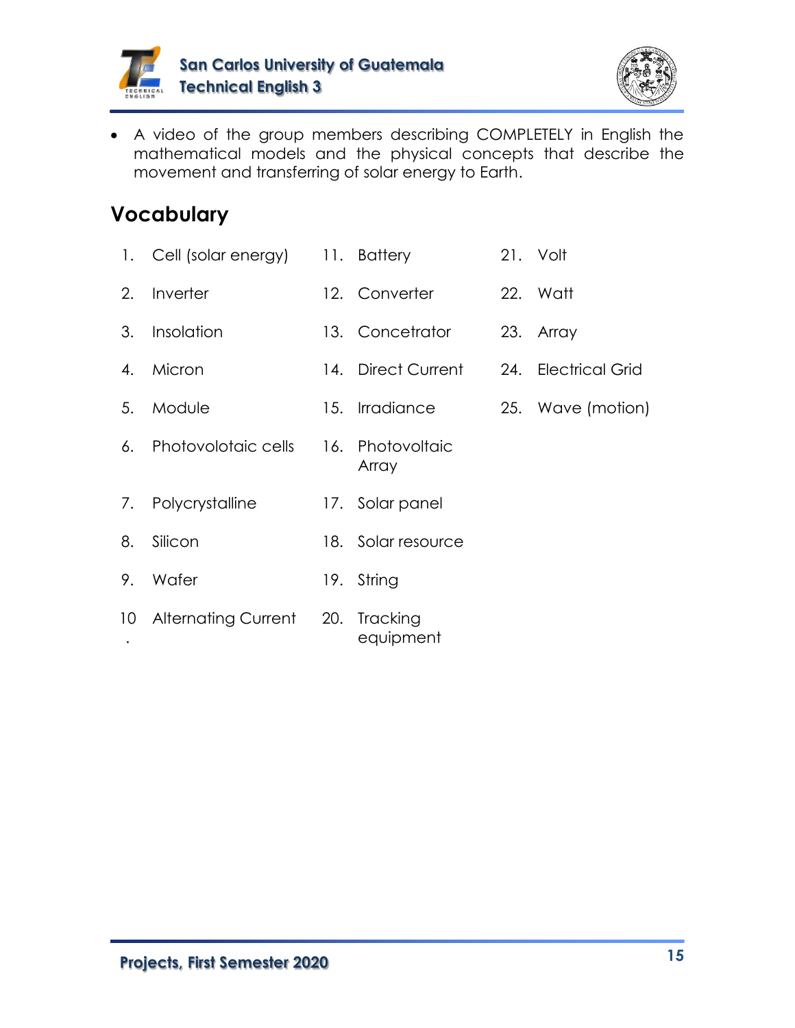- A video of the group members describing COMPLETELY in English the mathematical models and the physical concepts that describe the movement and transferring of solar energy to Earth.

## Vocabulary

1. Cell (solar energy)
2. Inverter
3. Insolation
4. Micron
5. Module
6. Photovolotaic cells
7. Polycrystalline
8. Silicon
9. Wafer
10. Alternating Current
11. Battery
12. Converter
13. Concetrator
14. Direct Current
15. Irradiance
16. Photovoltaic Array
17. Solar panel
18. Solar resource
19. String
20. Tracking equipment
21. Volt
22. Watt
23. Array
24. Electrical Grid
25. Wave (motion)